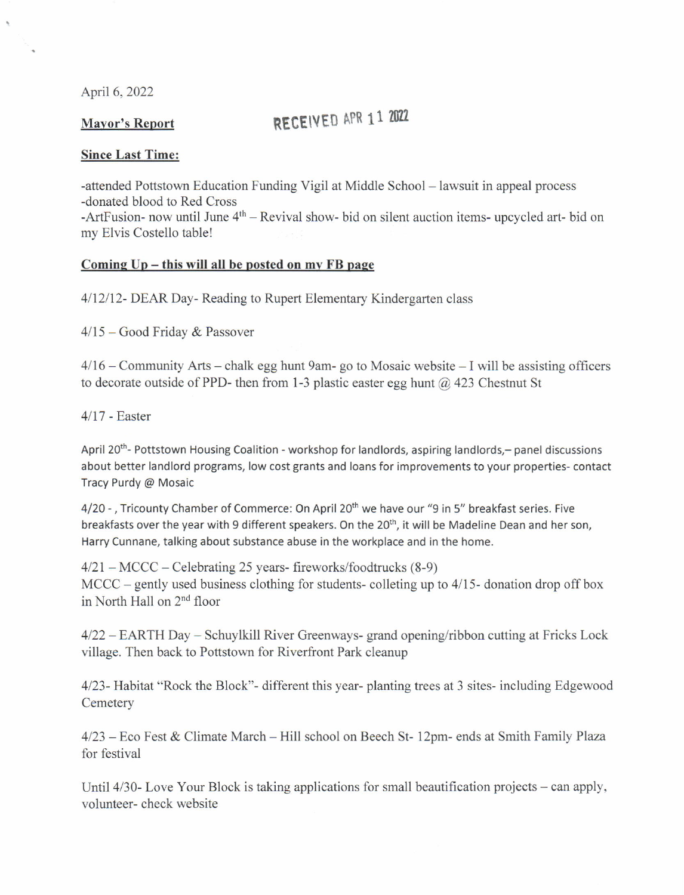April 6, 2022

**Mayor's Report**

RECEIVED APR 11 2022

**Since Last Time:**

-attended Pottstown Education Funding Vigil at Middle School – lawsuit in appeal process
-donated blood to Red Cross
-ArtFusion- now until June 4th – Revival show- bid on silent auction items- upcycled art- bid on my Elvis Costello table!

**Coming Up – this will all be posted on my FB page**

4/12/12- DEAR Day- Reading to Rupert Elementary Kindergarten class

4/15 – Good Friday & Passover

4/16 – Community Arts – chalk egg hunt 9am- go to Mosaic website – I will be assisting officers to decorate outside of PPD- then from 1-3 plastic easter egg hunt @ 423 Chestnut St

4/17 - Easter

April 20th- Pottstown Housing Coalition - workshop for landlords, aspiring landlords,– panel discussions about better landlord programs, low cost grants and loans for improvements to your properties- contact Tracy Purdy @ Mosaic

4/20 - , Tricounty Chamber of Commerce: On April 20th we have our "9 in 5" breakfast series. Five breakfasts over the year with 9 different speakers. On the 20th, it will be Madeline Dean and her son, Harry Cunnane, talking about substance abuse in the workplace and in the home.

4/21 – MCCC – Celebrating 25 years- fireworks/foodtrucks (8-9)
MCCC – gently used business clothing for students- colleting up to 4/15- donation drop off box in North Hall on 2nd floor

4/22 – EARTH Day – Schuylkill River Greenways- grand opening/ribbon cutting at Fricks Lock village. Then back to Pottstown for Riverfront Park cleanup

4/23- Habitat "Rock the Block"- different this year- planting trees at 3 sites- including Edgewood Cemetery

4/23 – Eco Fest & Climate March – Hill school on Beech St- 12pm- ends at Smith Family Plaza for festival

Until 4/30- Love Your Block is taking applications for small beautification projects – can apply, volunteer- check website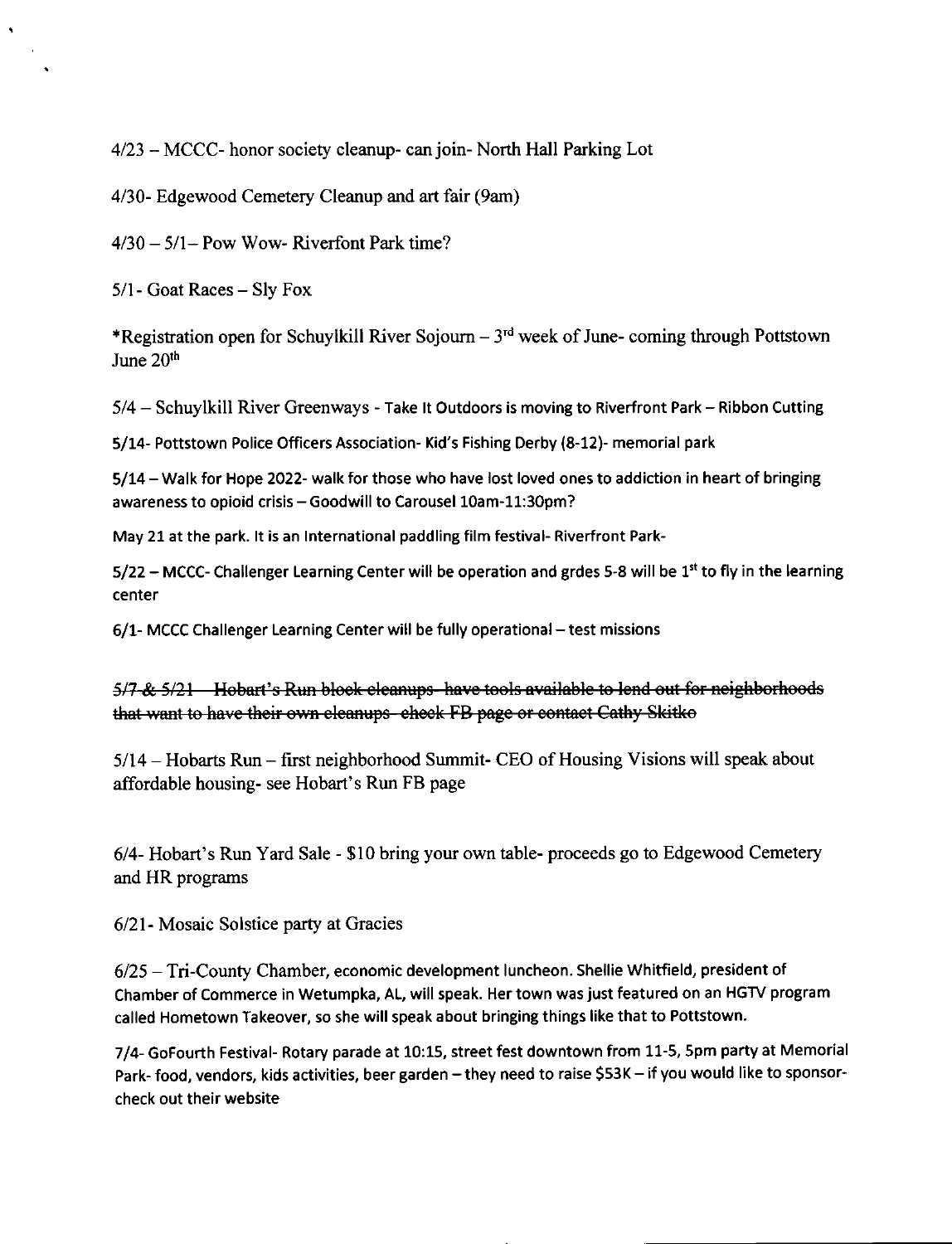4/23 – MCCC- honor society cleanup- can join- North Hall Parking Lot

4/30- Edgewood Cemetery Cleanup and art fair (9am)

4/30 – 5/1– Pow Wow- Riverfont Park time?

5/1- Goat Races – Sly Fox

*Registration open for Schuylkill River Sojourn – 3rd week of June- coming through Pottstown June 20th

5/4 – Schuylkill River Greenways - Take It Outdoors is moving to Riverfront Park – Ribbon Cutting

5/14- Pottstown Police Officers Association- Kid's Fishing Derby (8-12)- memorial park

5/14 – Walk for Hope 2022- walk for those who have lost loved ones to addiction in heart of bringing awareness to opioid crisis – Goodwill to Carousel 10am-11:30pm?

May 21 at the park. It is an International paddling film festival- Riverfront Park-

5/22 – MCCC- Challenger Learning Center will be operation and grdes 5-8 will be 1st to fly in the learning center

6/1- MCCC Challenger Learning Center will be fully operational – test missions

~~5/7 & 5/21 – Hobart's Run block cleanups- have tools available to lend out for neighborhoods that want to have their own cleanups- check FB page or contact Cathy Skitko~~

5/14 – Hobarts Run – first neighborhood Summit- CEO of Housing Visions will speak about affordable housing- see Hobart's Run FB page

6/4- Hobart's Run Yard Sale - $10 bring your own table- proceeds go to Edgewood Cemetery and HR programs

6/21- Mosaic Solstice party at Gracies

6/25 – Tri-County Chamber, economic development luncheon. Shellie Whitfield, president of Chamber of Commerce in Wetumpka, AL, will speak. Her town was just featured on an HGTV program called Hometown Takeover, so she will speak about bringing things like that to Pottstown.

7/4- GoFourth Festival- Rotary parade at 10:15, street fest downtown from 11-5, 5pm party at Memorial Park- food, vendors, kids activities, beer garden – they need to raise $53K – if you would like to sponsor- check out their website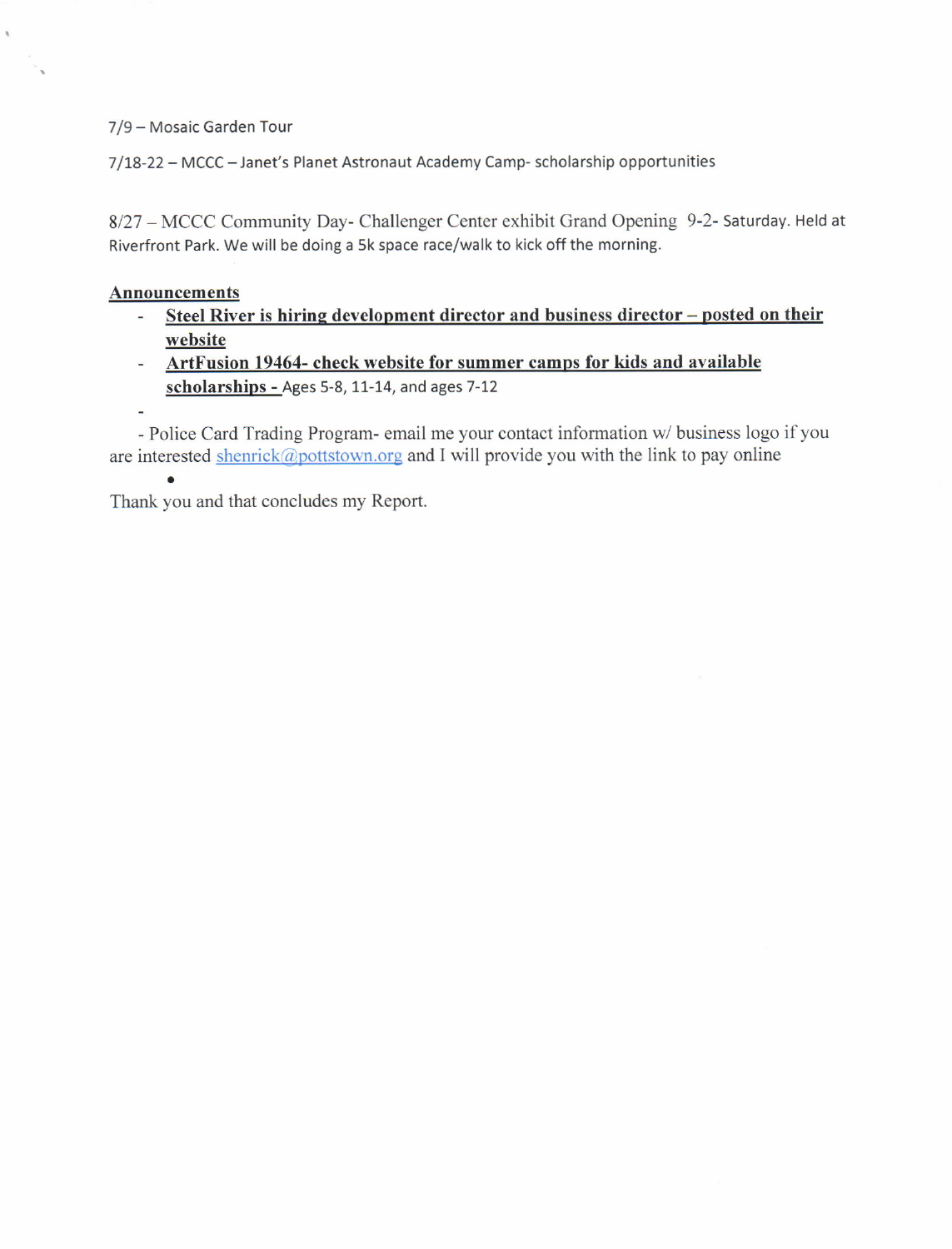7/9 – Mosaic Garden Tour

7/18-22 – MCCC – Janet's Planet Astronaut Academy Camp- scholarship opportunities

8/27 – MCCC Community Day- Challenger Center exhibit Grand Opening 9-2- Saturday. Held at Riverfront Park. We will be doing a 5k space race/walk to kick off the morning.

**Announcements**

- **Steel River is hiring development director and business director – posted on their website**
- **ArtFusion 19464- check website for summer camps for kids and available scholarships -** Ages 5-8, 11-14, and ages 7-12
-

- Police Card Trading Program- email me your contact information w/ business logo if you are interested shenrick@pottstown.org and I will provide you with the link to pay online

•

Thank you and that concludes my Report.